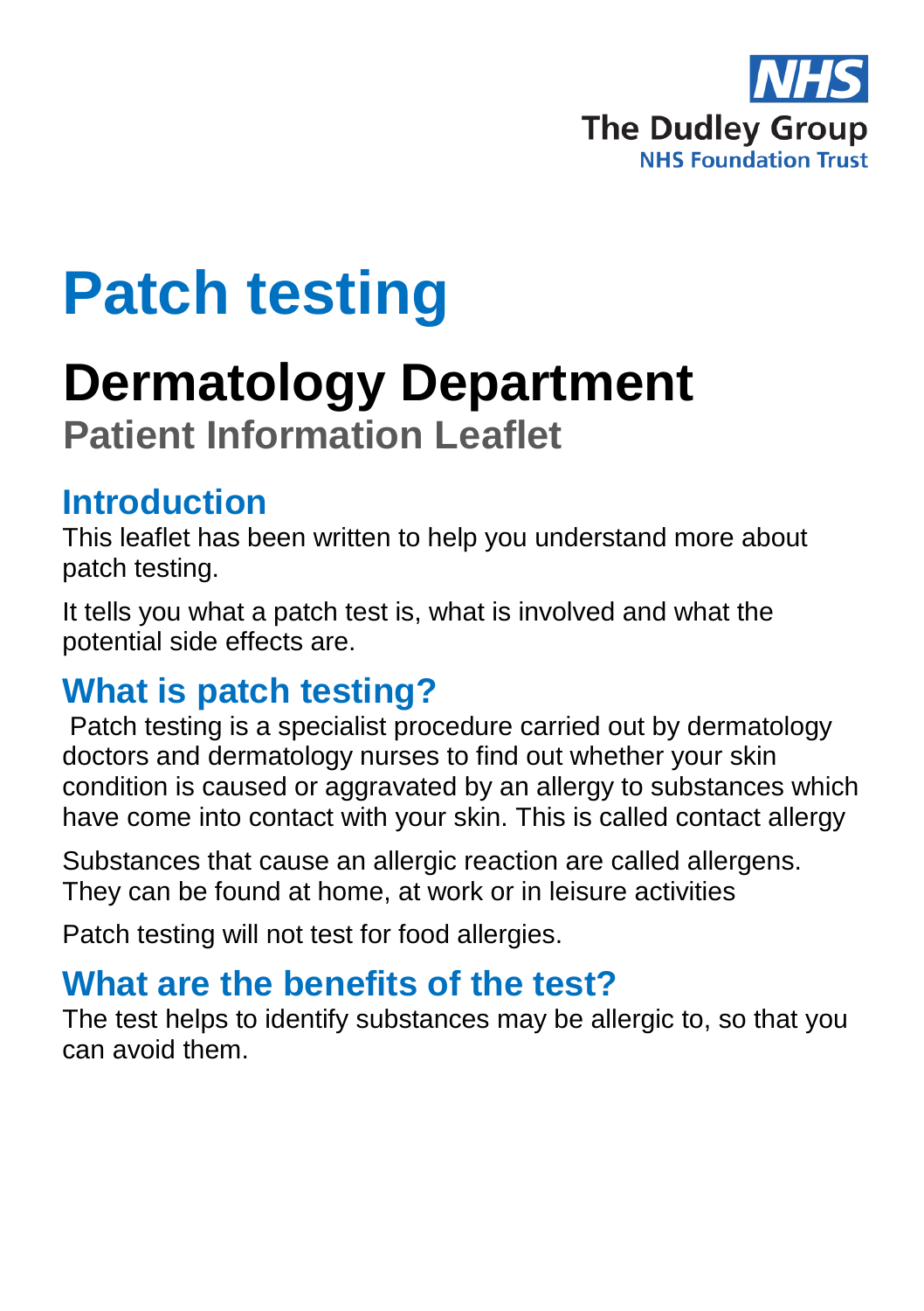NHS

The Dudley Group

NHS Foundation Trust

# Patch testing

## Dermatology Department

### Patient Information Leaflet

## Introduction

This leaflet has been written to help you understand more about patch testing.

It tells you what a patch test is, what is involved and what the potential side effects are.

## What is patch testing?

Patch testing is a specialist procedure carried out by dermatology doctors and dermatology nurses to find out whether your skin condition is caused or aggravated by an allergy to substances which have come into contact with your skin. This is called contact allergy

Substances that cause an allergic reaction are called allergens. They can be found at home, at work or in leisure activities

Patch testing will not test for food allergies.

## What are the benefits of the test?

The test helps to identify substances may be allergic to, so that you can avoid them.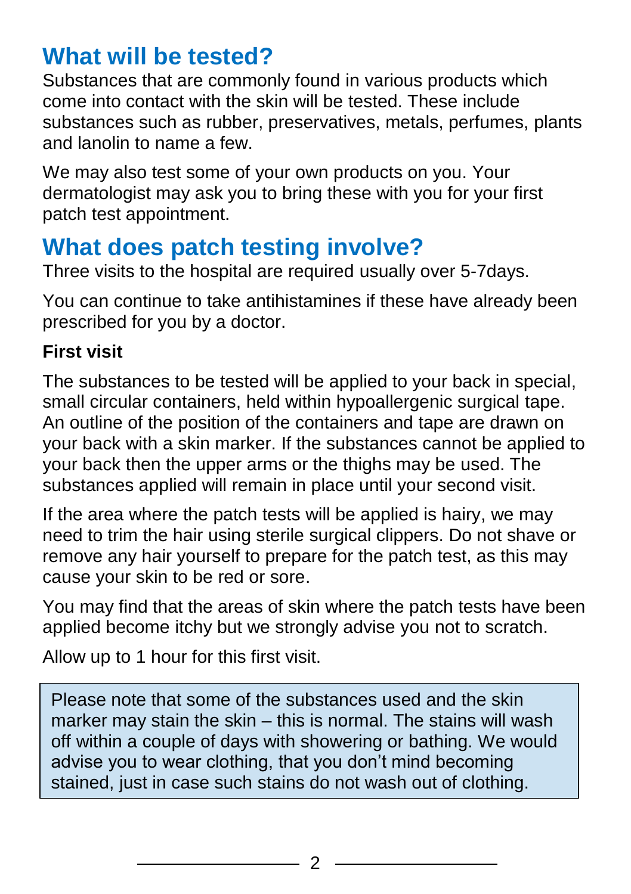## What will be tested?

Substances that are commonly found in various products which come into contact with the skin will be tested. These include substances such as rubber, preservatives, metals, perfumes, plants and lanolin to name a few.

We may also test some of your own products on you. Your dermatologist may ask you to bring these with you for your first patch test appointment.

## What does patch testing involve?

Three visits to the hospital are required usually over 5-7days.

You can continue to take antihistamines if these have already been prescribed for you by a doctor.

**First visit**

The substances to be tested will be applied to your back in special, small circular containers, held within hypoallergenic surgical tape. An outline of the position of the containers and tape are drawn on your back with a skin marker. If the substances cannot be applied to your back then the upper arms or the thighs may be used. The substances applied will remain in place until your second visit.

If the area where the patch tests will be applied is hairy, we may need to trim the hair using sterile surgical clippers. Do not shave or remove any hair yourself to prepare for the patch test, as this may cause your skin to be red or sore.

You may find that the areas of skin where the patch tests have been applied become itchy but we strongly advise you not to scratch.

Allow up to 1 hour for this first visit.

Please note that some of the substances used and the skin marker may stain the skin – this is normal. The stains will wash off within a couple of days with showering or bathing. We would advise you to wear clothing, that you don't mind becoming stained, just in case such stains do not wash out of clothing.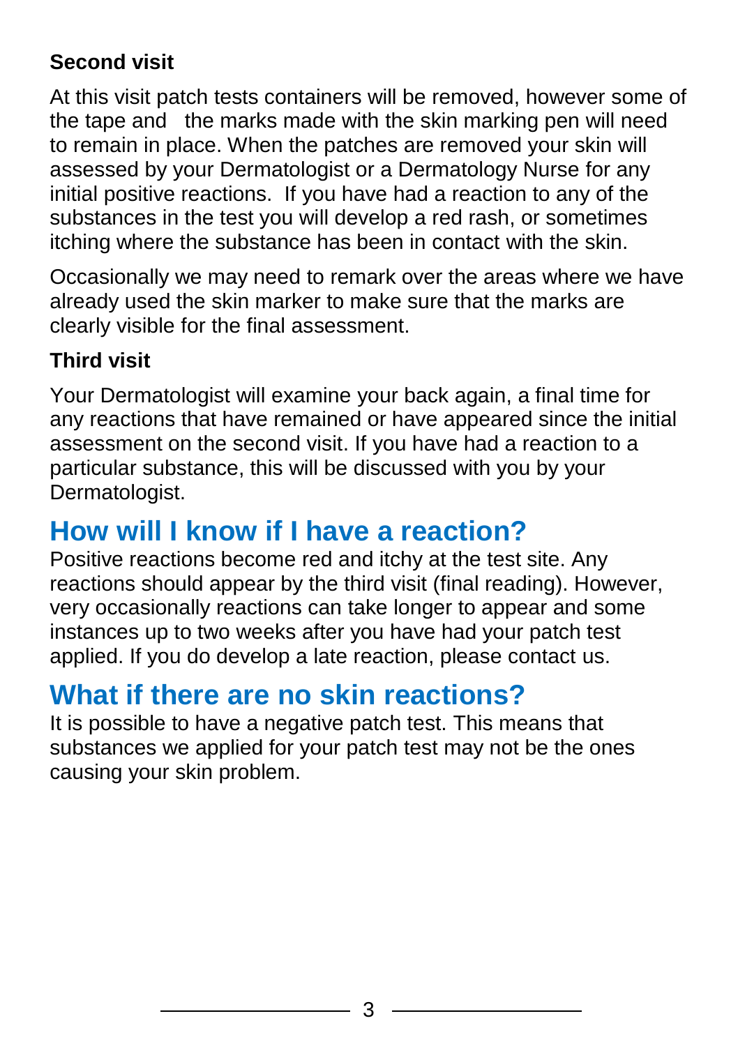### Second visit

At this visit patch tests containers will be removed, however some of the tape and the marks made with the skin marking pen will need to remain in place. When the patches are removed your skin will assessed by your Dermatologist or a Dermatology Nurse for any initial positive reactions. If you have had a reaction to any of the substances in the test you will develop a red rash, or sometimes itching where the substance has been in contact with the skin.

Occasionally we may need to remark over the areas where we have already used the skin marker to make sure that the marks are clearly visible for the final assessment.

### Third visit

Your Dermatologist will examine your back again, a final time for any reactions that have remained or have appeared since the initial assessment on the second visit. If you have had a reaction to a particular substance, this will be discussed with you by your Dermatologist.

## How will I know if I have a reaction?

Positive reactions become red and itchy at the test site. Any reactions should appear by the third visit (final reading). However, very occasionally reactions can take longer to appear and some instances up to two weeks after you have had your patch test applied. If you do develop a late reaction, please contact us.

## What if there are no skin reactions?

It is possible to have a negative patch test. This means that substances we applied for your patch test may not be the ones causing your skin problem.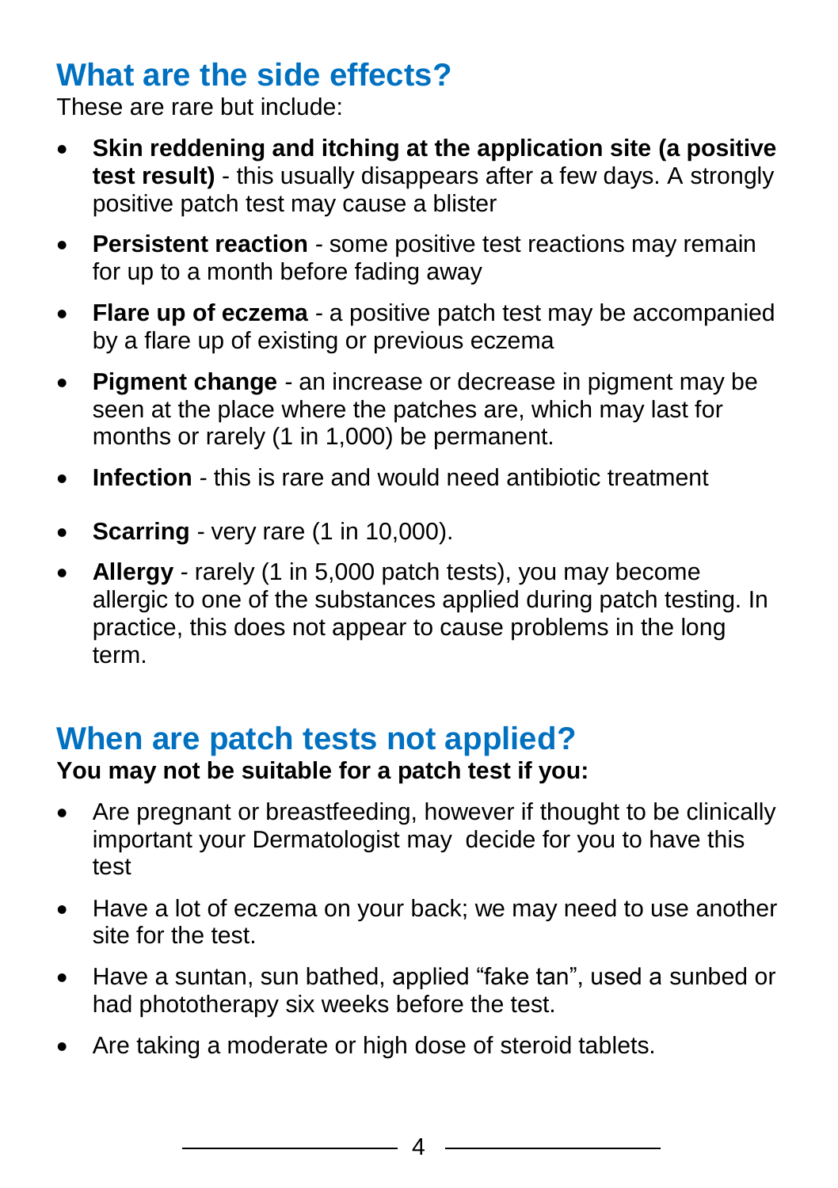## What are the side effects?

These are rare but include:

- **Skin reddening and itching at the application site (a positive test result)** - this usually disappears after a few days. A strongly positive patch test may cause a blister
- **Persistent reaction** - some positive test reactions may remain for up to a month before fading away
- **Flare up of eczema** - a positive patch test may be accompanied by a flare up of existing or previous eczema
- **Pigment change** - an increase or decrease in pigment may be seen at the place where the patches are, which may last for months or rarely (1 in 1,000) be permanent.
- **Infection** - this is rare and would need antibiotic treatment
- **Scarring** - very rare (1 in 10,000).
- **Allergy** - rarely (1 in 5,000 patch tests), you may become allergic to one of the substances applied during patch testing. In practice, this does not appear to cause problems in the long term.

## When are patch tests not applied?

**You may not be suitable for a patch test if you:**

- Are pregnant or breastfeeding, however if thought to be clinically important your Dermatologist may decide for you to have this test
- Have a lot of eczema on your back; we may need to use another site for the test.
- Have a suntan, sun bathed, applied "fake tan", used a sunbed or had phototherapy six weeks before the test.
- Are taking a moderate or high dose of steroid tablets.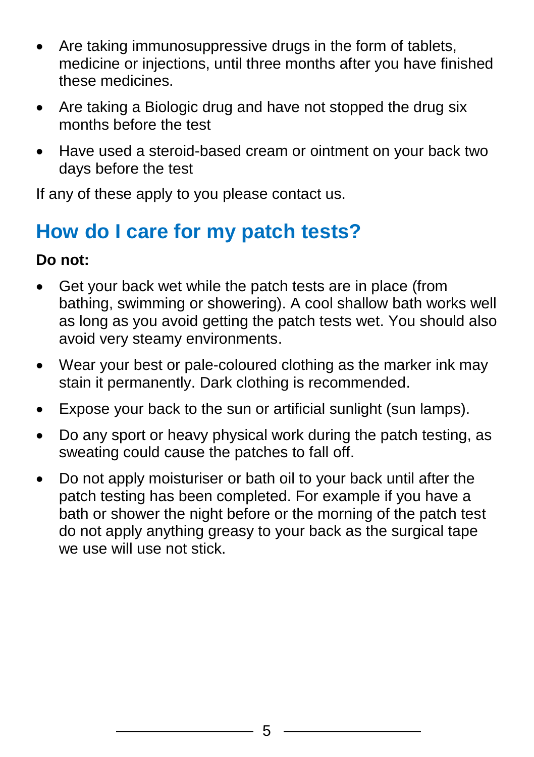- Are taking immunosuppressive drugs in the form of tablets, medicine or injections, until three months after you have finished these medicines.
- Are taking a Biologic drug and have not stopped the drug six months before the test
- Have used a steroid-based cream or ointment on your back two days before the test

If any of these apply to you please contact us.

## How do I care for my patch tests?

**Do not:**

- Get your back wet while the patch tests are in place (from bathing, swimming or showering). A cool shallow bath works well as long as you avoid getting the patch tests wet. You should also avoid very steamy environments.
- Wear your best or pale-coloured clothing as the marker ink may stain it permanently. Dark clothing is recommended.
- Expose your back to the sun or artificial sunlight (sun lamps).
- Do any sport or heavy physical work during the patch testing, as sweating could cause the patches to fall off.
- Do not apply moisturiser or bath oil to your back until after the patch testing has been completed. For example if you have a bath or shower the night before or the morning of the patch test do not apply anything greasy to your back as the surgical tape we use will use not stick.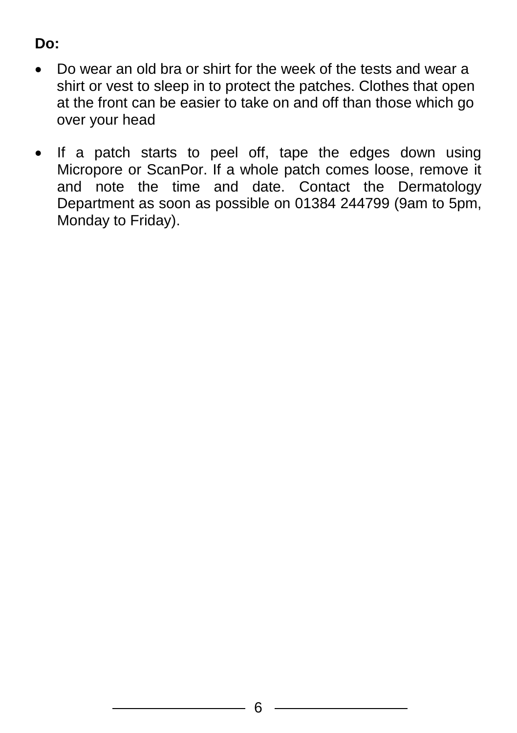**Do:**

- Do wear an old bra or shirt for the week of the tests and wear a shirt or vest to sleep in to protect the patches. Clothes that open at the front can be easier to take on and off than those which go over your head
- If a patch starts to peel off, tape the edges down using Micropore or ScanPor. If a whole patch comes loose, remove it and note the time and date. Contact the Dermatology Department as soon as possible on 01384 244799 (9am to 5pm, Monday to Friday).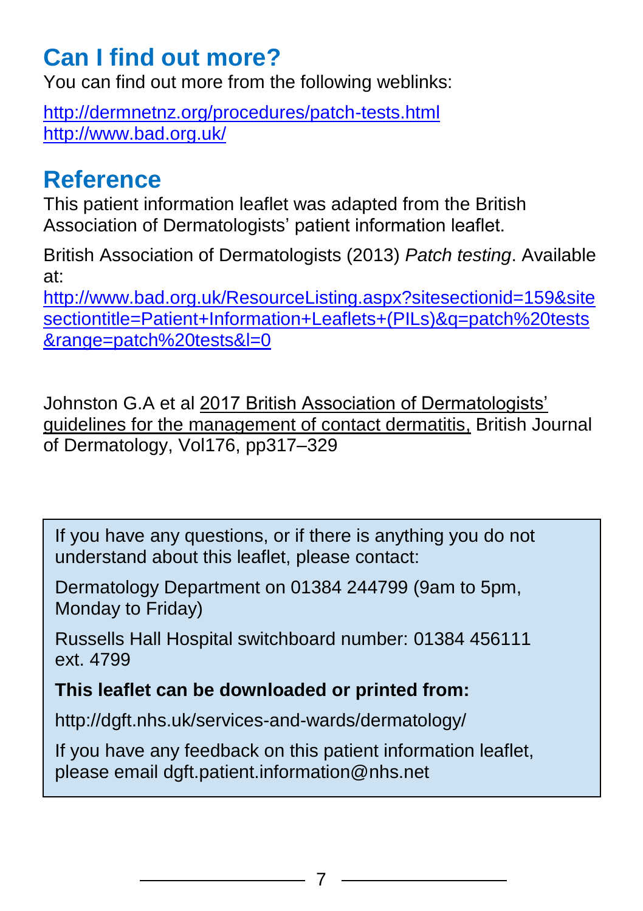## Can I find out more?

You can find out more from the following weblinks:

http://dermnetnz.org/procedures/patch-tests.html
http://www.bad.org.uk/

## Reference

This patient information leaflet was adapted from the British Association of Dermatologists' patient information leaflet.

British Association of Dermatologists (2013) *Patch testing*. Available at:
http://www.bad.org.uk/ResourceListing.aspx?sitesectionid=159&sitesectiontitle=Patient+Information+Leaflets+(PILs)&q=patch%20tests&range=patch%20tests&l=0

Johnston G.A et al 2017 British Association of Dermatologists' guidelines for the management of contact dermatitis, British Journal of Dermatology, Vol176, pp317–329

If you have any questions, or if there is anything you do not understand about this leaflet, please contact:

Dermatology Department on 01384 244799 (9am to 5pm, Monday to Friday)

Russells Hall Hospital switchboard number: 01384 456111 ext. 4799

**This leaflet can be downloaded or printed from:**

http://dgft.nhs.uk/services-and-wards/dermatology/

If you have any feedback on this patient information leaflet, please email dgft.patient.information@nhs.net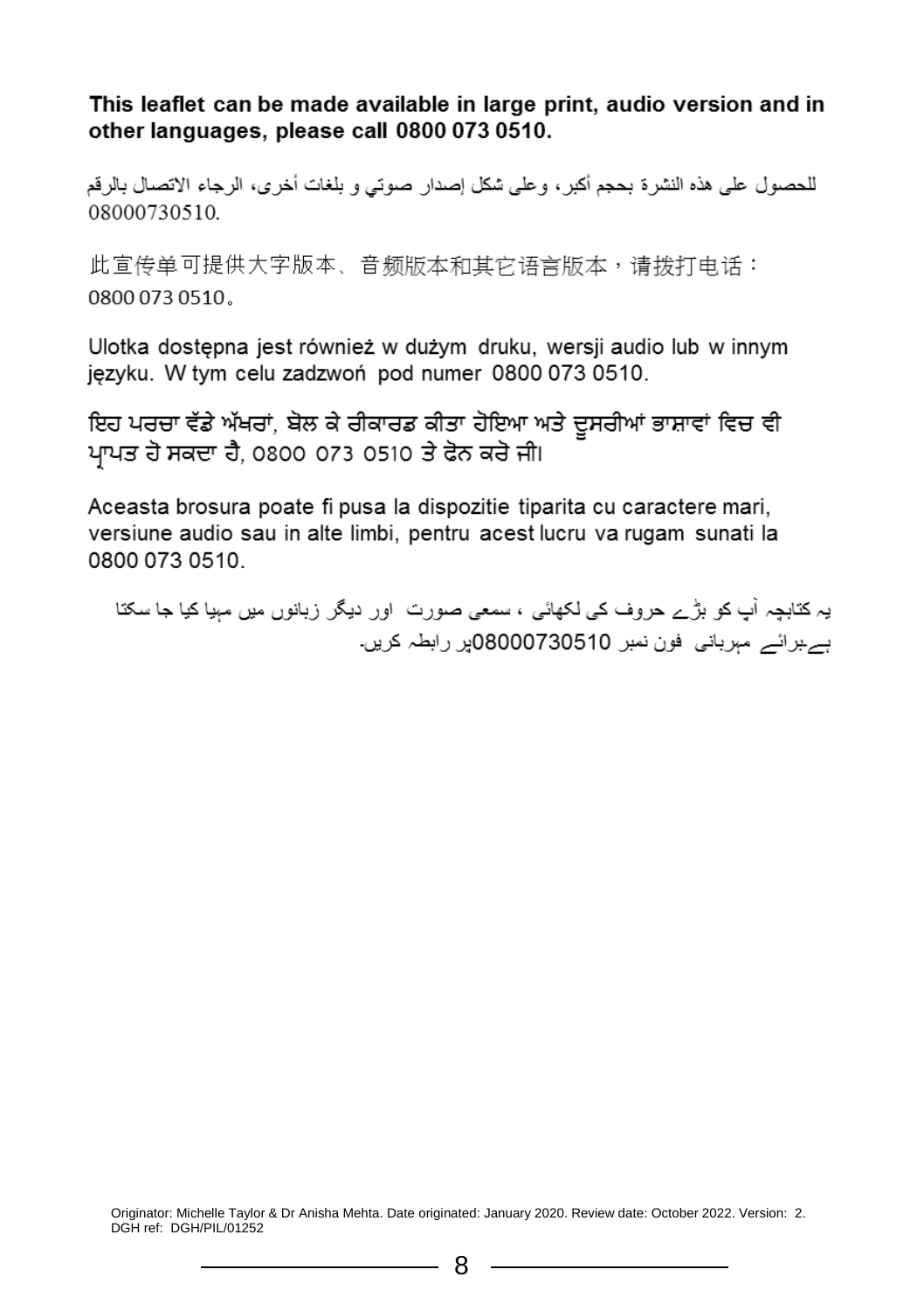**This leaflet can be made available in large print, audio version and in other languages, please call 0800 073 0510.**

للحصول على هذه النشرة بحجم أكبر، وعلى شكل إصدار صوتي و بلغات أخرى، الرجاء الاتصال بالرقم 08000730510.

此宣传单可提供大字版本、音频版本和其它语言版本，请拨打电话：0800 073 0510。

Ulotka dostępna jest również w dużym druku, wersji audio lub w innym języku. W tym celu zadzwoń pod numer 0800 073 0510.

ਇਹ ਪਰਚਾ ਵੱਡੇ ਅੱਖਰਾਂ, ਬੋਲ ਕੇ ਰੀਕਾਰਡ ਕੀਤਾ ਹੋਇਆ ਅਤੇ ਦੂਸਰੀਆਂ ਭਾਸ਼ਾਵਾਂ ਵਿਚ ਵੀ ਪ੍ਰਾਪਤ ਹੋ ਸਕਦਾ ਹੈ, 0800 073 0510 ਤੇ ਫੋਨ ਕਰੋ ਜੀ।

Aceasta brosura poate fi pusa la dispozitie tiparita cu caractere mari, versiune audio sau in alte limbi, pentru acest lucru va rugam sunati la 0800 073 0510.

یہ کتابچہ آپ کو بڑے حروف کی لکھائی ، سمعی صورت اور دیگر زبانوں میں مہیا کیا جا سکتا ہے۔برائے مہربانی فون نمبر 08000730510پر رابطہ کریں۔

Originator: Michelle Taylor & Dr Anisha Mehta. Date originated: January 2020. Review date: October 2022. Version: 2. DGH ref: DGH/PIL/01252